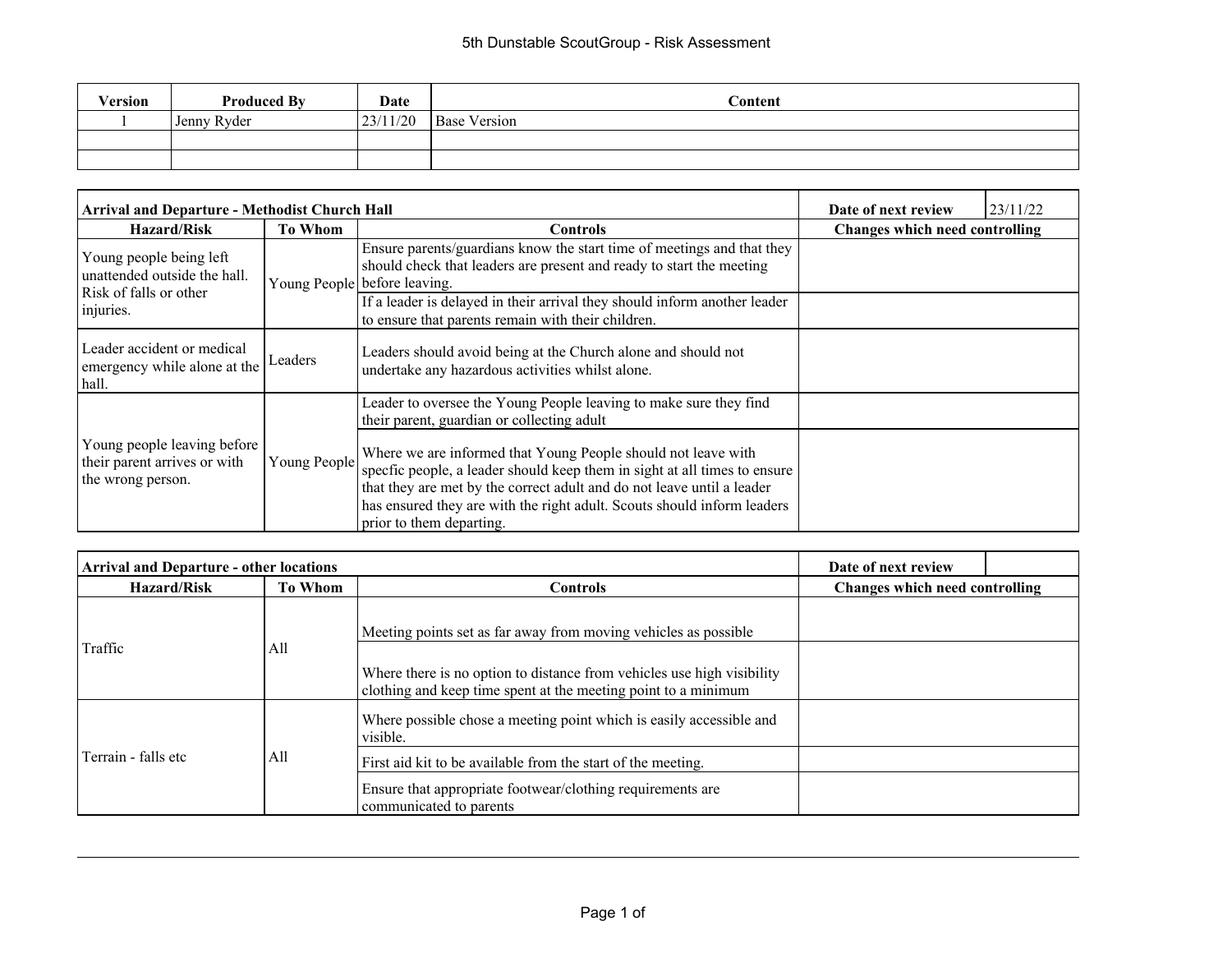# 5th Dunstable ScoutGroup - Risk Assessment

| Version | Produced By | Date | Content |
|---|---|---|---|
| 1 | Jenny Ryder | 23/11/20 | Base Version |
| | | | |
| | | | |

| Arrival and Departure - Methodist Church Hall | | | Date of next review | 23/11/22 |
|---|---|---|---|---|
| **Hazard/Risk** | **To Whom** | **Controls** | **Changes which need controlling** | |
| Young people being left unattended outside the hall. Risk of falls or other injuries. | Young People | Ensure parents/guardians know the start time of meetings and that they should check that leaders are present and ready to start the meeting before leaving. | | |
| | | If a leader is delayed in their arrival they should inform another leader to ensure that parents remain with their children. | | |
| Leader accident or medical emergency while alone at the hall. | Leaders | Leaders should avoid being at the Church alone and should not undertake any hazardous activities whilst alone. | | |
| Young people leaving before their parent arrives or with the wrong person. | Young People | Leader to oversee the Young People leaving to make sure they find their parent, guardian or collecting adult | | |
| | | Where we are informed that Young People should not leave with specfic people, a leader should keep them in sight at all times to ensure that they are met by the correct adult and do not leave until a leader has ensured they are with the right adult. Scouts should inform leaders prior to them departing. | | |

| Arrival and Departure - other locations | | | Date of next review | |
|---|---|---|---|---|
| **Hazard/Risk** | **To Whom** | **Controls** | **Changes which need controlling** | |
| Traffic | All | Meeting points set as far away from moving vehicles as possible | | |
| | | Where there is no option to distance from vehicles use high visibility clothing and keep time spent at the meeting point to a minimum | | |
| Terrain - falls etc | All | Where possible chose a meeting point which is easily accessible and visible. | | |
| | | First aid kit to be available from the start of the meeting. | | |
| | | Ensure that appropriate footwear/clothing requirements are communicated to parents | | |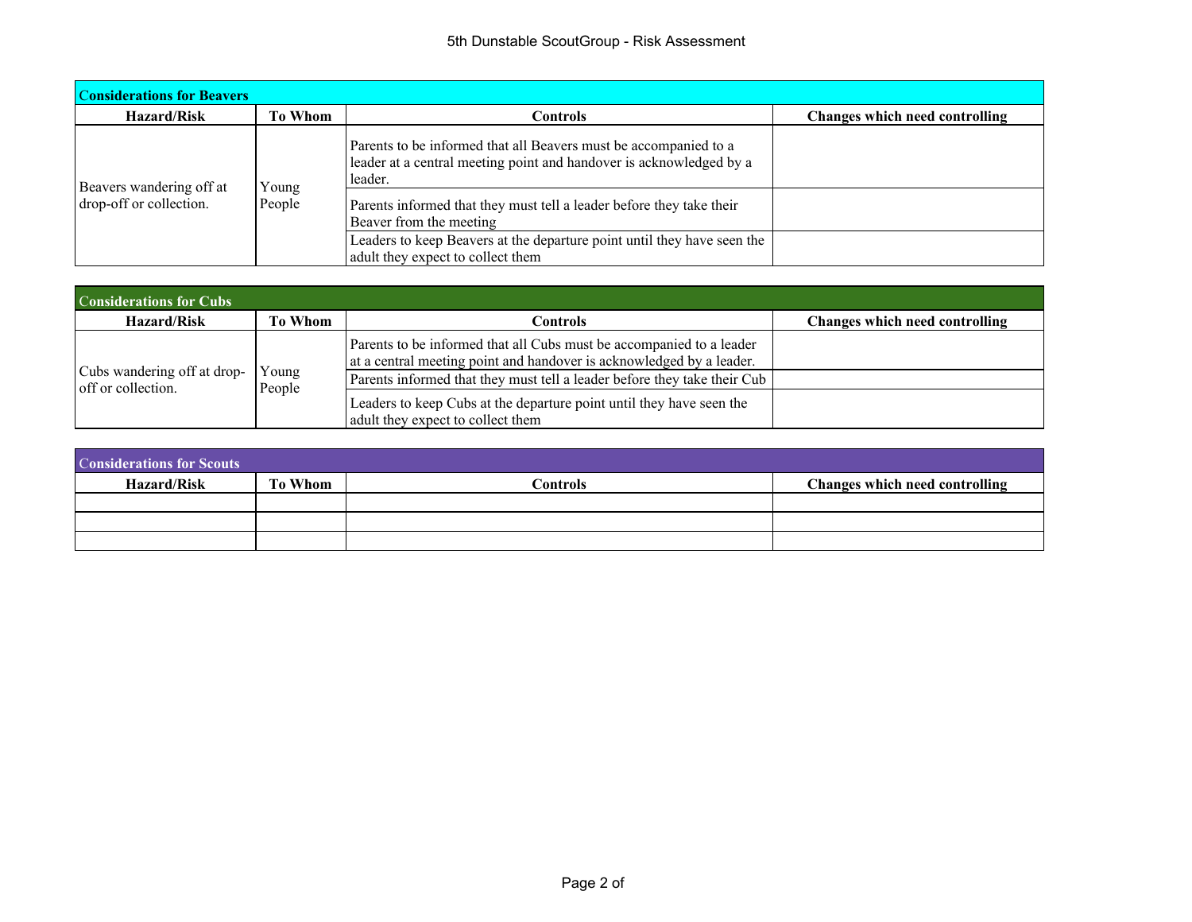# 5th Dunstable ScoutGroup - Risk Assessment

**Considerations for Beavers**

| Hazard/Risk | To Whom | Controls | Changes which need controlling |
|---|---|---|---|
| Beavers wandering off at drop-off or collection. | Young People | Parents to be informed that all Beavers must be accompanied to a leader at a central meeting point and handover is acknowledged by a leader. | |
| | | Parents informed that they must tell a leader before they take their Beaver from the meeting | |
| | | Leaders to keep Beavers at the departure point until they have seen the adult they expect to collect them | |

**Considerations for Cubs**

| Hazard/Risk | To Whom | Controls | Changes which need controlling |
|---|---|---|---|
| Cubs wandering off at drop-off or collection. | Young People | Parents to be informed that all Cubs must be accompanied to a leader at a central meeting point and handover is acknowledged by a leader. | |
| | | Parents informed that they must tell a leader before they take their Cub | |
| | | Leaders to keep Cubs at the departure point until they have seen the adult they expect to collect them | |

**Considerations for Scouts**

| Hazard/Risk | To Whom | Controls | Changes which need controlling |
|---|---|---|---|
| | | | |
| | | | |
| | | | |